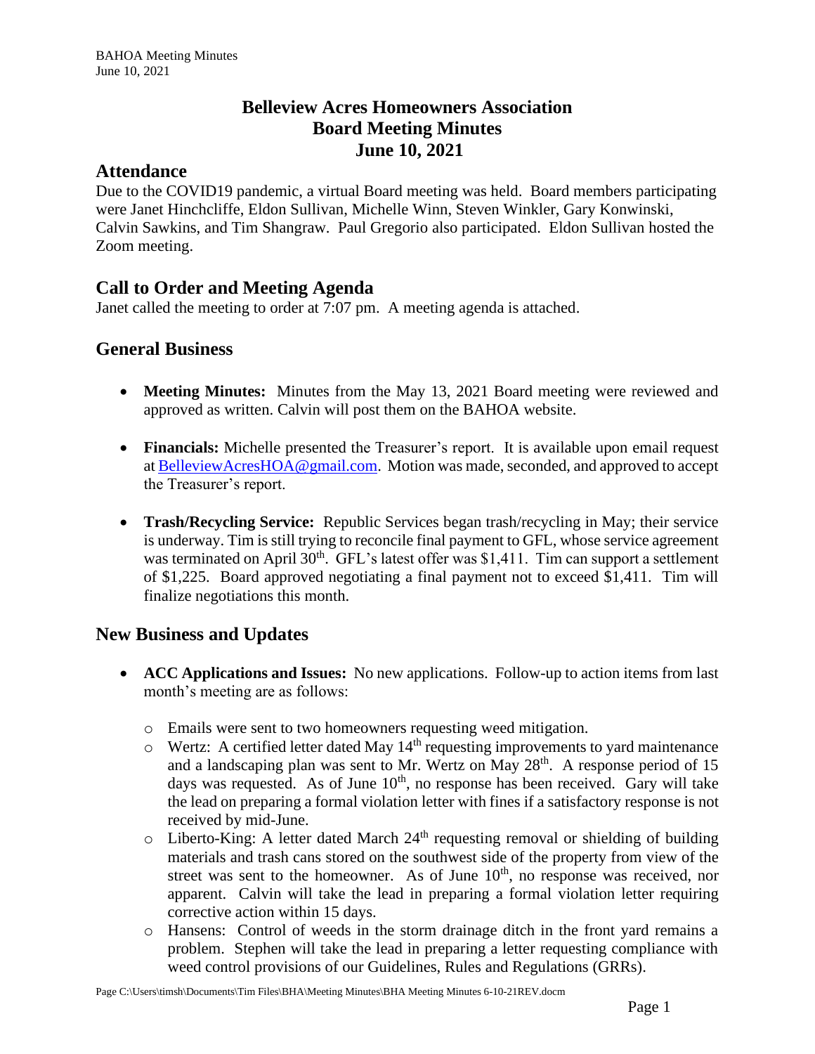# Belleview Acres Homeowners Association Board Meeting Minutes June 10, 2021

## Attendance

Due to the COVID19 pandemic, a virtual Board meeting was held. Board members participating were Janet Hinchcliffe, Eldon Sullivan, Michelle Winn, Steven Winkler, Gary Konwinski, Calvin Sawkins, and Tim Shangraw. Paul Gregorio also participated. Eldon Sullivan hosted the Zoom meeting.

## Call to Order and Meeting Agenda

Janet called the meeting to order at 7:07 pm. A meeting agenda is attached.

## General Business

- **Meeting Minutes:** Minutes from the May 13, 2021 Board meeting were reviewed and approved as written. Calvin will post them on the BAHOA website.
- **Financials:** Michelle presented the Treasurer's report. It is available upon email request at BelleviewAcresHOA@gmail.com. Motion was made, seconded, and approved to accept the Treasurer's report.
- **Trash/Recycling Service:** Republic Services began trash/recycling in May; their service is underway. Tim is still trying to reconcile final payment to GFL, whose service agreement was terminated on April 30th. GFL's latest offer was $1,411. Tim can support a settlement of $1,225. Board approved negotiating a final payment not to exceed $1,411. Tim will finalize negotiations this month.

## New Business and Updates

- **ACC Applications and Issues:** No new applications. Follow-up to action items from last month's meeting are as follows:
  - Emails were sent to two homeowners requesting weed mitigation.
  - Wertz: A certified letter dated May 14th requesting improvements to yard maintenance and a landscaping plan was sent to Mr. Wertz on May 28th. A response period of 15 days was requested. As of June 10th, no response has been received. Gary will take the lead on preparing a formal violation letter with fines if a satisfactory response is not received by mid-June.
  - Liberto-King: A letter dated March 24th requesting removal or shielding of building materials and trash cans stored on the southwest side of the property from view of the street was sent to the homeowner. As of June 10th, no response was received, nor apparent. Calvin will take the lead in preparing a formal violation letter requiring corrective action within 15 days.
  - Hansens: Control of weeds in the storm drainage ditch in the front yard remains a problem. Stephen will take the lead in preparing a letter requesting compliance with weed control provisions of our Guidelines, Rules and Regulations (GRRs).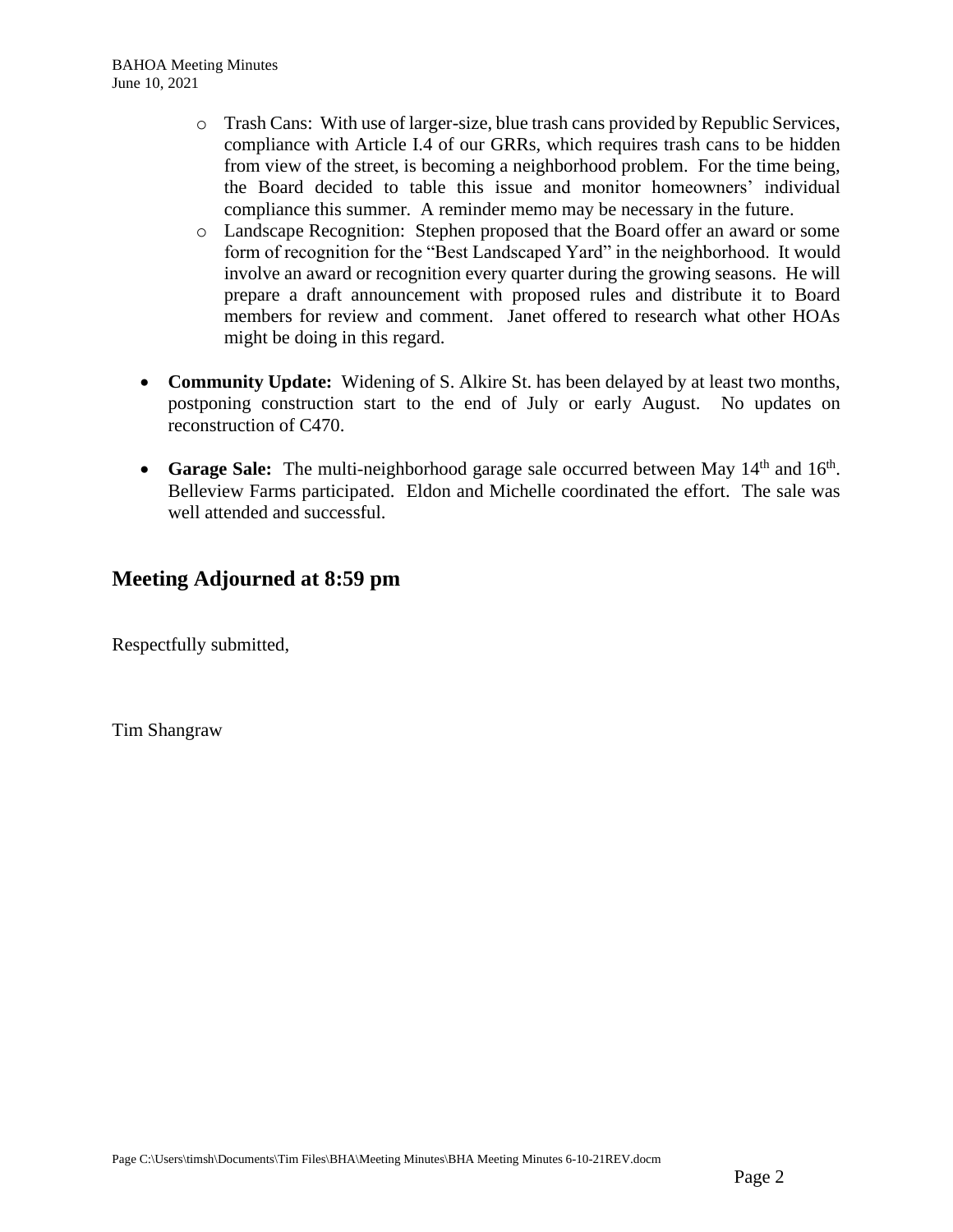- Trash Cans: With use of larger-size, blue trash cans provided by Republic Services, compliance with Article I.4 of our GRRs, which requires trash cans to be hidden from view of the street, is becoming a neighborhood problem. For the time being, the Board decided to table this issue and monitor homeowners' individual compliance this summer. A reminder memo may be necessary in the future.
  - Landscape Recognition: Stephen proposed that the Board offer an award or some form of recognition for the "Best Landscaped Yard" in the neighborhood. It would involve an award or recognition every quarter during the growing seasons. He will prepare a draft announcement with proposed rules and distribute it to Board members for review and comment. Janet offered to research what other HOAs might be doing in this regard.

- **Community Update:** Widening of S. Alkire St. has been delayed by at least two months, postponing construction start to the end of July or early August. No updates on reconstruction of C470.

- **Garage Sale:** The multi-neighborhood garage sale occurred between May 14th and 16th. Belleview Farms participated. Eldon and Michelle coordinated the effort. The sale was well attended and successful.

## Meeting Adjourned at 8:59 pm

Respectfully submitted,

Tim Shangraw